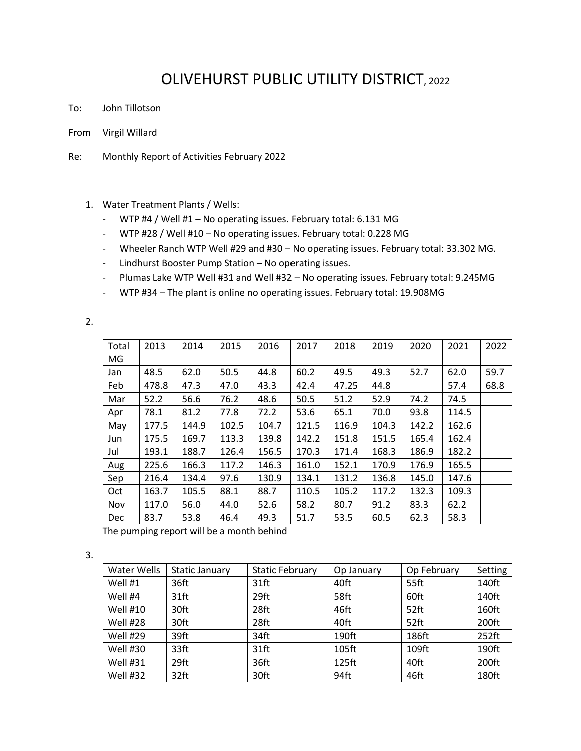# OLIVEHURST PUBLIC UTILITY DISTRICT, 2022

To: John Tillotson

From Virgil Willard

Re: Monthly Report of Activities February 2022

1. Water Treatment Plants / Wells:
   - WTP #4 / Well #1 – No operating issues. February total: 6.131 MG
   - WTP #28 / Well #10 – No operating issues. February total: 0.228 MG
   - Wheeler Ranch WTP Well #29 and #30 – No operating issues. February total: 33.302 MG.
   - Lindhurst Booster Pump Station – No operating issues.
   - Plumas Lake WTP Well #31 and Well #32 – No operating issues. February total: 9.245MG
   - WTP #34 – The plant is online no operating issues. February total: 19.908MG

2.

| Total MG | 2013 | 2014 | 2015 | 2016 | 2017 | 2018 | 2019 | 2020 | 2021 | 2022 |
|---|---|---|---|---|---|---|---|---|---|---|
| Jan | 48.5 | 62.0 | 50.5 | 44.8 | 60.2 | 49.5 | 49.3 | 52.7 | 62.0 | 59.7 |
| Feb | 478.8 | 47.3 | 47.0 | 43.3 | 42.4 | 47.25 | 44.8 | | 57.4 | 68.8 |
| Mar | 52.2 | 56.6 | 76.2 | 48.6 | 50.5 | 51.2 | 52.9 | 74.2 | 74.5 | |
| Apr | 78.1 | 81.2 | 77.8 | 72.2 | 53.6 | 65.1 | 70.0 | 93.8 | 114.5 | |
| May | 177.5 | 144.9 | 102.5 | 104.7 | 121.5 | 116.9 | 104.3 | 142.2 | 162.6 | |
| Jun | 175.5 | 169.7 | 113.3 | 139.8 | 142.2 | 151.8 | 151.5 | 165.4 | 162.4 | |
| Jul | 193.1 | 188.7 | 126.4 | 156.5 | 170.3 | 171.4 | 168.3 | 186.9 | 182.2 | |
| Aug | 225.6 | 166.3 | 117.2 | 146.3 | 161.0 | 152.1 | 170.9 | 176.9 | 165.5 | |
| Sep | 216.4 | 134.4 | 97.6 | 130.9 | 134.1 | 131.2 | 136.8 | 145.0 | 147.6 | |
| Oct | 163.7 | 105.5 | 88.1 | 88.7 | 110.5 | 105.2 | 117.2 | 132.3 | 109.3 | |
| Nov | 117.0 | 56.0 | 44.0 | 52.6 | 58.2 | 80.7 | 91.2 | 83.3 | 62.2 | |
| Dec | 83.7 | 53.8 | 46.4 | 49.3 | 51.7 | 53.5 | 60.5 | 62.3 | 58.3 | |

The pumping report will be a month behind

3.

| Water Wells | Static January | Static February | Op January | Op February | Setting |
|---|---|---|---|---|---|
| Well #1 | 36ft | 31ft | 40ft | 55ft | 140ft |
| Well #4 | 31ft | 29ft | 58ft | 60ft | 140ft |
| Well #10 | 30ft | 28ft | 46ft | 52ft | 160ft |
| Well #28 | 30ft | 28ft | 40ft | 52ft | 200ft |
| Well #29 | 39ft | 34ft | 190ft | 186ft | 252ft |
| Well #30 | 33ft | 31ft | 105ft | 109ft | 190ft |
| Well #31 | 29ft | 36ft | 125ft | 40ft | 200ft |
| Well #32 | 32ft | 30ft | 94ft | 46ft | 180ft |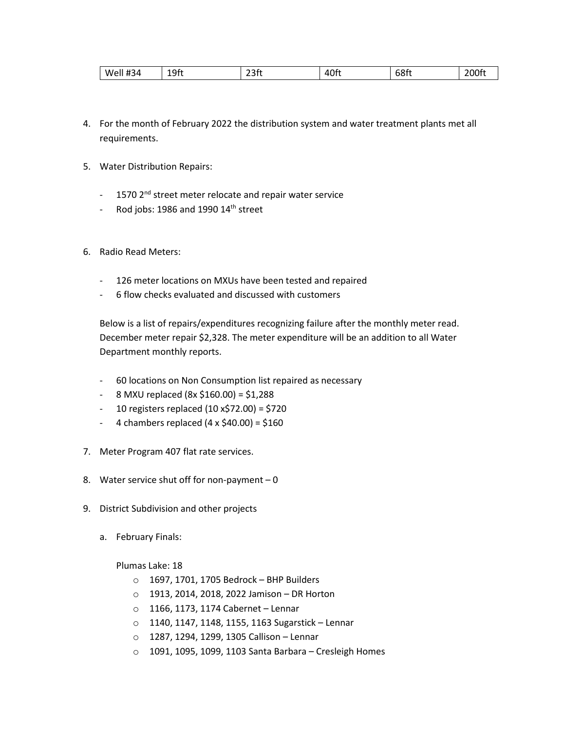| Well #34 | 19ft | 23ft | 40ft | 68ft | 200ft |
|---|---|---|---|---|---|

4. For the month of February 2022 the distribution system and water treatment plants met all requirements.

5. Water Distribution Repairs:

   - 1570 2nd street meter relocate and repair water service
   - Rod jobs: 1986 and 1990 14th street

6. Radio Read Meters:

   - 126 meter locations on MXUs have been tested and repaired
   - 6 flow checks evaluated and discussed with customers

   Below is a list of repairs/expenditures recognizing failure after the monthly meter read. December meter repair $2,328. The meter expenditure will be an addition to all Water Department monthly reports.

   - 60 locations on Non Consumption list repaired as necessary
   - 8 MXU replaced (8x $160.00) = $1,288
   - 10 registers replaced (10 x$72.00) = $720
   - 4 chambers replaced (4 x $40.00) = $160

7. Meter Program 407 flat rate services.

8. Water service shut off for non-payment – 0

9. District Subdivision and other projects

   a. February Finals:

      Plumas Lake: 18

      - 1697, 1701, 1705 Bedrock – BHP Builders
      - 1913, 2014, 2018, 2022 Jamison – DR Horton
      - 1166, 1173, 1174 Cabernet – Lennar
      - 1140, 1147, 1148, 1155, 1163 Sugarstick – Lennar
      - 1287, 1294, 1299, 1305 Callison – Lennar
      - 1091, 1095, 1099, 1103 Santa Barbara – Cresleigh Homes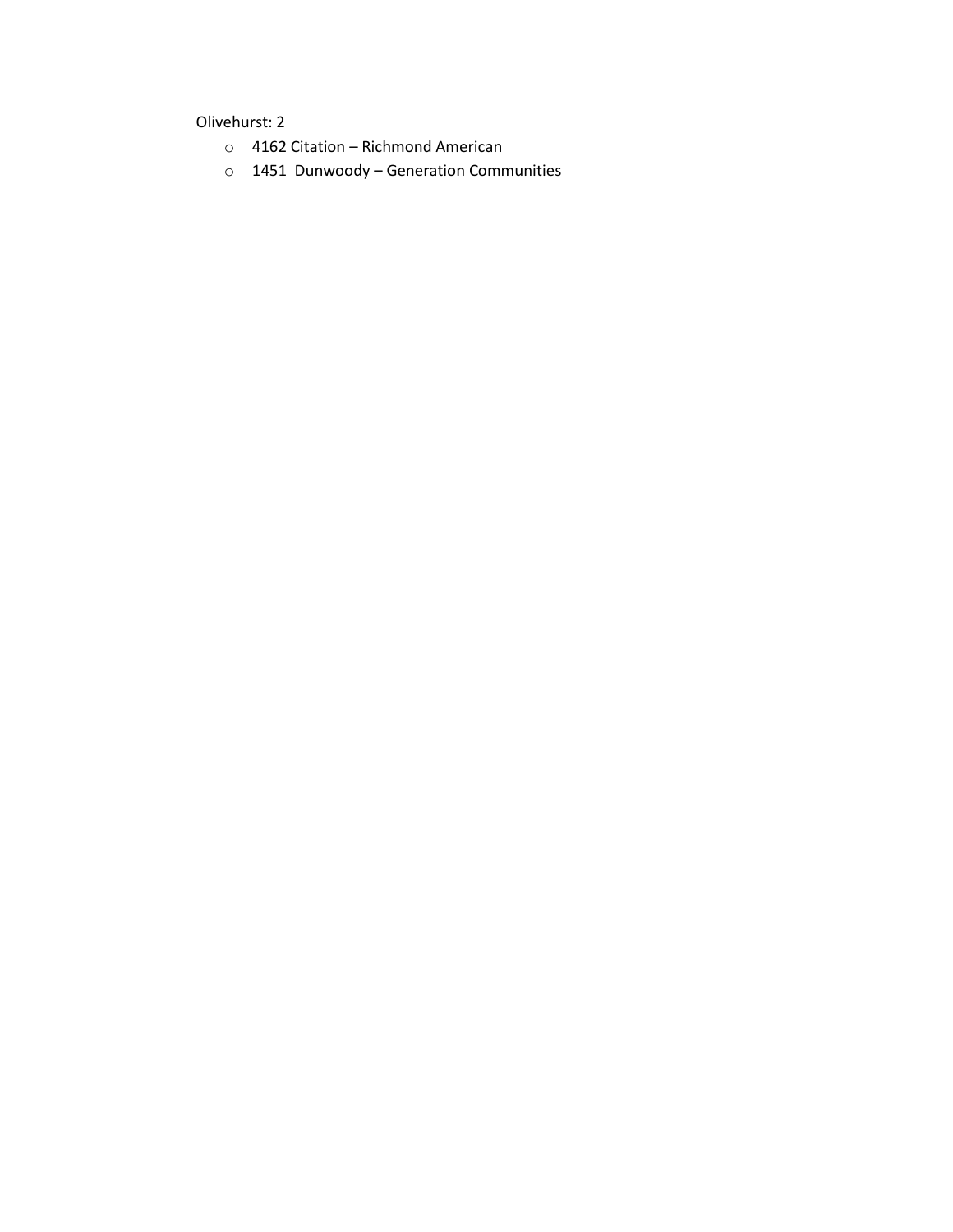Olivehurst: 2

- 4162 Citation – Richmond American
- 1451  Dunwoody – Generation Communities